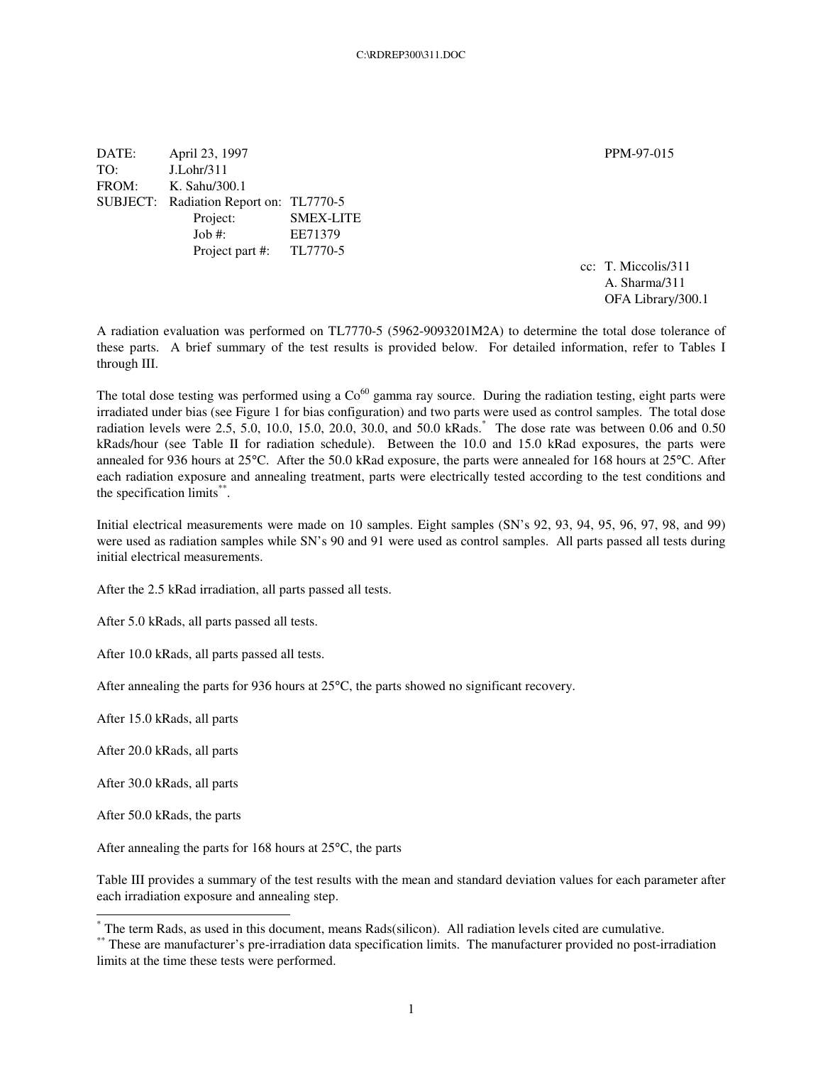C:\RDREP300\311.DOC

DATE: April 23, 1997 PPM-97-015
TO: J.Lohr/311
FROM: K. Sahu/300.1
SUBJECT: Radiation Report on: TL7770-5
Project: SMEX-LITE
Job #: EE71379
Project part #: TL7770-5

cc: T. Miccolis/311
A. Sharma/311
OFA Library/300.1

A radiation evaluation was performed on TL7770-5 (5962-9093201M2A) to determine the total dose tolerance of these parts. A brief summary of the test results is provided below. For detailed information, refer to Tables I through III.

The total dose testing was performed using a $Co^{60}$ gamma ray source. During the radiation testing, eight parts were irradiated under bias (see Figure 1 for bias configuration) and two parts were used as control samples. The total dose radiation levels were 2.5, 5.0, 10.0, 15.0, 20.0, 30.0, and 50.0 kRads.* The dose rate was between 0.06 and 0.50 kRads/hour (see Table II for radiation schedule). Between the 10.0 and 15.0 kRad exposures, the parts were annealed for 936 hours at 25°C. After the 50.0 kRad exposure, the parts were annealed for 168 hours at 25°C. After each radiation exposure and annealing treatment, parts were electrically tested according to the test conditions and the specification limits**.

Initial electrical measurements were made on 10 samples. Eight samples (SN's 92, 93, 94, 95, 96, 97, 98, and 99) were used as radiation samples while SN's 90 and 91 were used as control samples. All parts passed all tests during initial electrical measurements.

After the 2.5 kRad irradiation, all parts passed all tests.

After 5.0 kRads, all parts passed all tests.

After 10.0 kRads, all parts passed all tests.

After annealing the parts for 936 hours at 25°C, the parts showed no significant recovery.

After 15.0 kRads, all parts

After 20.0 kRads, all parts

After 30.0 kRads, all parts

After 50.0 kRads, the parts

After annealing the parts for 168 hours at 25°C, the parts

Table III provides a summary of the test results with the mean and standard deviation values for each parameter after each irradiation exposure and annealing step.

---

* The term Rads, as used in this document, means Rads(silicon). All radiation levels cited are cumulative.

** These are manufacturer's pre-irradiation data specification limits. The manufacturer provided no post-irradiation limits at the time these tests were performed.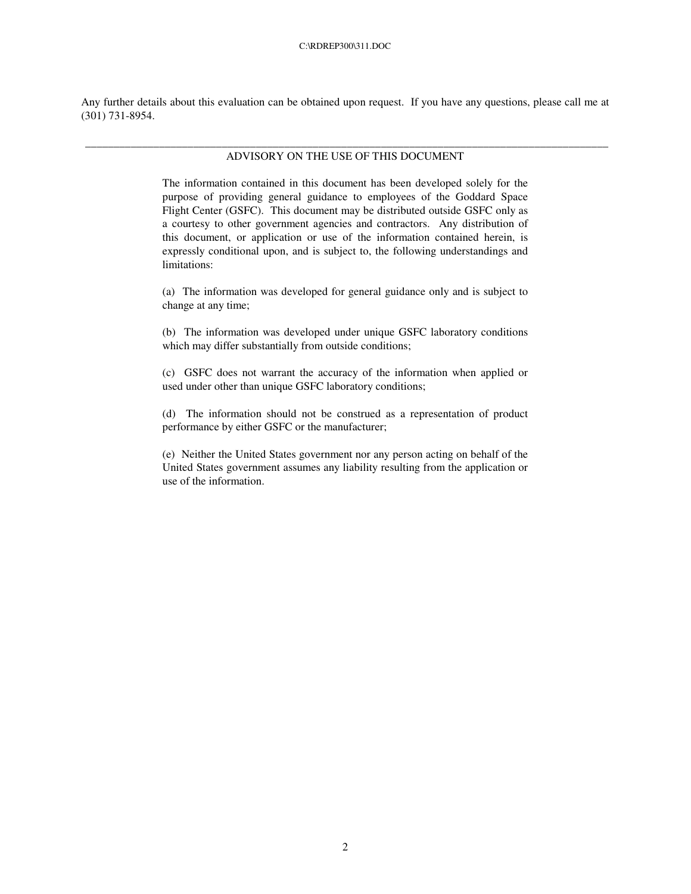Any further details about this evaluation can be obtained upon request. If you have any questions, please call me at (301) 731-8954.

---

## ADVISORY ON THE USE OF THIS DOCUMENT

The information contained in this document has been developed solely for the purpose of providing general guidance to employees of the Goddard Space Flight Center (GSFC). This document may be distributed outside GSFC only as a courtesy to other government agencies and contractors. Any distribution of this document, or application or use of the information contained herein, is expressly conditional upon, and is subject to, the following understandings and limitations:

(a) The information was developed for general guidance only and is subject to change at any time;

(b) The information was developed under unique GSFC laboratory conditions which may differ substantially from outside conditions;

(c) GSFC does not warrant the accuracy of the information when applied or used under other than unique GSFC laboratory conditions;

(d) The information should not be construed as a representation of product performance by either GSFC or the manufacturer;

(e) Neither the United States government nor any person acting on behalf of the United States government assumes any liability resulting from the application or use of the information.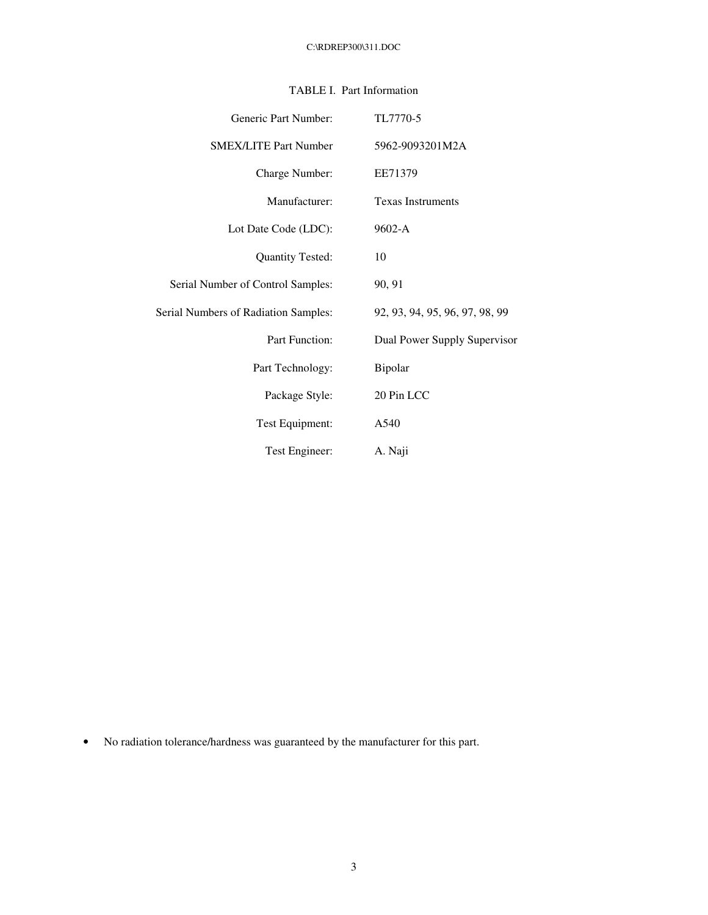TABLE I. Part Information

| | |
|---|---|
| Generic Part Number: | TL7770-5 |
| SMEX/LITE Part Number | 5962-9093201M2A |
| Charge Number: | EE71379 |
| Manufacturer: | Texas Instruments |
| Lot Date Code (LDC): | 9602-A |
| Quantity Tested: | 10 |
| Serial Number of Control Samples: | 90, 91 |
| Serial Numbers of Radiation Samples: | 92, 93, 94, 95, 96, 97, 98, 99 |
| Part Function: | Dual Power Supply Supervisor |
| Part Technology: | Bipolar |
| Package Style: | 20 Pin LCC |
| Test Equipment: | A540 |
| Test Engineer: | A. Naji |

- No radiation tolerance/hardness was guaranteed by the manufacturer for this part.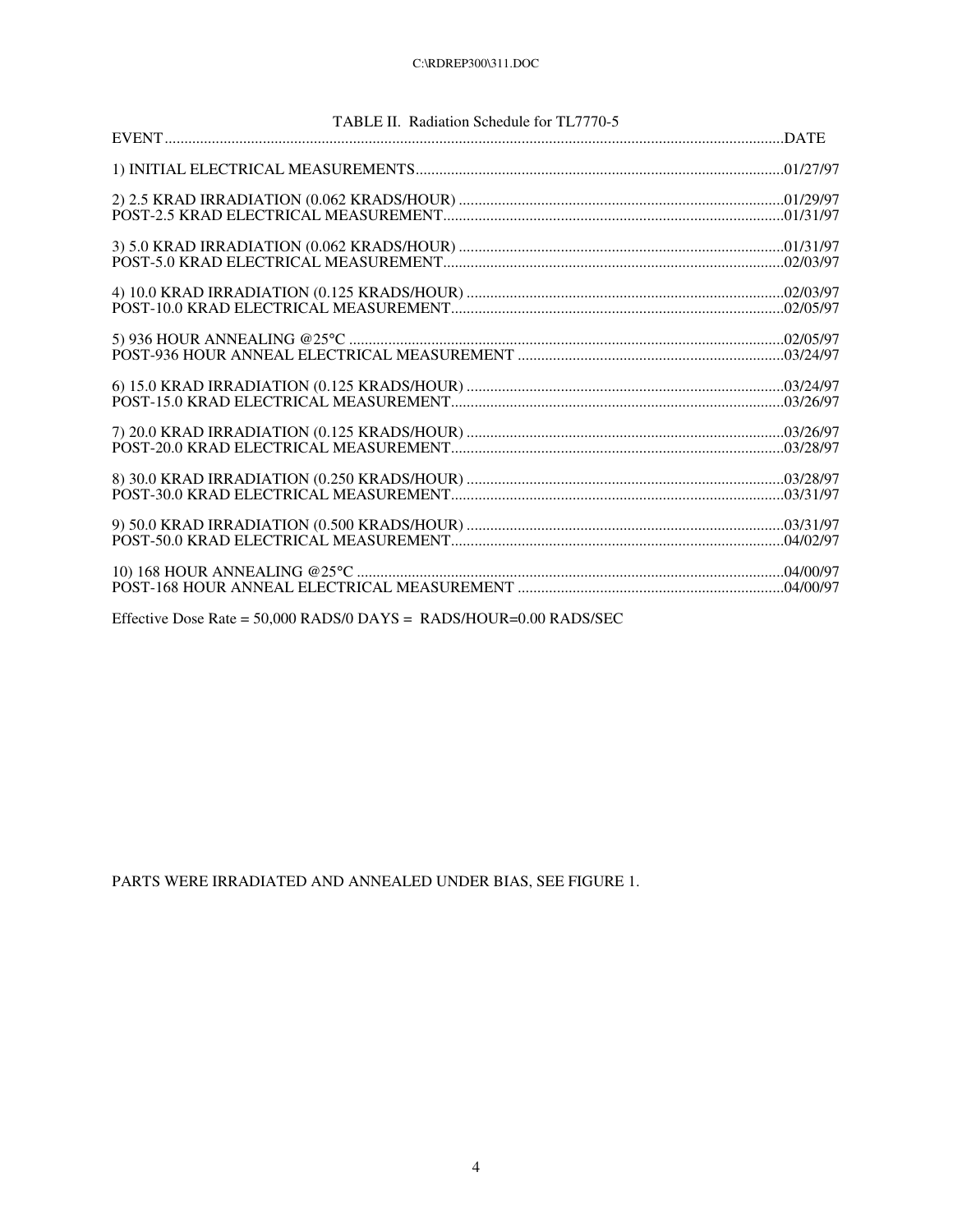TABLE II. Radiation Schedule for TL7770-5

| EVENT | DATE |
|---|---|
| 1) INITIAL ELECTRICAL MEASUREMENTS | 01/27/97 |
| 2) 2.5 KRAD IRRADIATION (0.062 KRADS/HOUR) | 01/29/97 |
| POST-2.5 KRAD ELECTRICAL MEASUREMENT | 01/31/97 |
| 3) 5.0 KRAD IRRADIATION (0.062 KRADS/HOUR) | 01/31/97 |
| POST-5.0 KRAD ELECTRICAL MEASUREMENT | 02/03/97 |
| 4) 10.0 KRAD IRRADIATION (0.125 KRADS/HOUR) | 02/03/97 |
| POST-10.0 KRAD ELECTRICAL MEASUREMENT | 02/05/97 |
| 5) 936 HOUR ANNEALING @25°C | 02/05/97 |
| POST-936 HOUR ANNEAL ELECTRICAL MEASUREMENT | 03/24/97 |
| 6) 15.0 KRAD IRRADIATION (0.125 KRADS/HOUR) | 03/24/97 |
| POST-15.0 KRAD ELECTRICAL MEASUREMENT | 03/26/97 |
| 7) 20.0 KRAD IRRADIATION (0.125 KRADS/HOUR) | 03/26/97 |
| POST-20.0 KRAD ELECTRICAL MEASUREMENT | 03/28/97 |
| 8) 30.0 KRAD IRRADIATION (0.250 KRADS/HOUR) | 03/28/97 |
| POST-30.0 KRAD ELECTRICAL MEASUREMENT | 03/31/97 |
| 9) 50.0 KRAD IRRADIATION (0.500 KRADS/HOUR) | 03/31/97 |
| POST-50.0 KRAD ELECTRICAL MEASUREMENT | 04/02/97 |
| 10) 168 HOUR ANNEALING @25°C | 04/00/97 |
| POST-168 HOUR ANNEAL ELECTRICAL MEASUREMENT | 04/00/97 |

Effective Dose Rate = 50,000 RADS/0 DAYS = RADS/HOUR=0.00 RADS/SEC

PARTS WERE IRRADIATED AND ANNEALED UNDER BIAS, SEE FIGURE 1.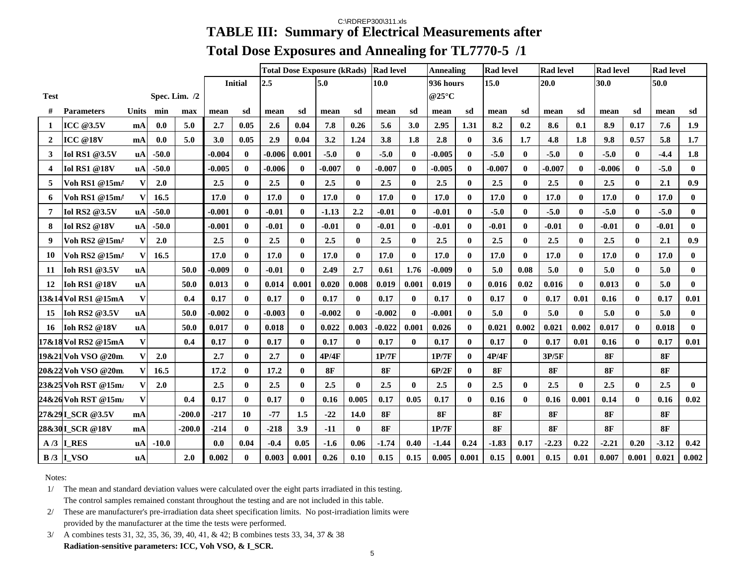C:\RDREP300\311.xls

# TABLE III: Summary of Electrical Measurements after Total Dose Exposures and Annealing for TL7770-5 /1

| Test | | | | | | | Total Dose Exposure (kRads) | | | | Rad level | | Annealing | | Rad level | | Rad level | | Rad level | | Rad level | |
|---|---|---|---|---|---|---|---|---|---|---|---|---|---|---|---|---|---|---|---|---|---|---|
| | | | Spec. Lim. /2 | | Initial | | 2.5 | | 5.0 | | 10.0 | | 936 hours @25°C | | 15.0 | | 20.0 | | 30.0 | | 50.0 | |
| # | Parameters | Units | min | max | mean | sd | mean | sd | mean | sd | mean | sd | mean | sd | mean | sd | mean | sd | mean | sd | mean | sd |
| 1 | ICC @3.5V | mA | 0.0 | 5.0 | 2.7 | 0.05 | 2.6 | 0.04 | 7.8 | 0.26 | 5.6 | 3.0 | 2.95 | 1.31 | 8.2 | 0.2 | 8.6 | 0.1 | 8.9 | 0.17 | 7.6 | 1.9 |
| 2 | ICC @18V | mA | 0.0 | 5.0 | 3.0 | 0.05 | 2.9 | 0.04 | 3.2 | 1.24 | 3.8 | 1.8 | 2.8 | 0 | 3.6 | 1.7 | 4.8 | 1.8 | 9.8 | 0.57 | 5.8 | 1.7 |
| 3 | Iol RS1 @3.5V | uA | -50.0 | | -0.004 | 0 | -0.006 | 0.001 | -5.0 | 0 | -5.0 | 0 | -0.005 | 0 | -5.0 | 0 | -5.0 | 0 | -5.0 | 0 | -4.4 | 1.8 |
| 4 | Iol RS1 @18V | uA | -50.0 | | -0.005 | 0 | -0.006 | 0 | -0.007 | 0 | -0.007 | 0 | -0.005 | 0 | -0.007 | 0 | -0.007 | 0 | -0.006 | 0 | -5.0 | 0 |
| 5 | Voh RS1 @15mA | V | 2.0 | | 2.5 | 0 | 2.5 | 0 | 2.5 | 0 | 2.5 | 0 | 2.5 | 0 | 2.5 | 0 | 2.5 | 0 | 2.5 | 0 | 2.1 | 0.9 |
| 6 | Voh RS1 @15mA | V | 16.5 | | 17.0 | 0 | 17.0 | 0 | 17.0 | 0 | 17.0 | 0 | 17.0 | 0 | 17.0 | 0 | 17.0 | 0 | 17.0 | 0 | 17.0 | 0 |
| 7 | Iol RS2 @3.5V | uA | -50.0 | | -0.001 | 0 | -0.01 | 0 | -1.13 | 2.2 | -0.01 | 0 | -0.01 | 0 | -5.0 | 0 | -5.0 | 0 | -5.0 | 0 | -5.0 | 0 |
| 8 | Iol RS2 @18V | uA | -50.0 | | -0.001 | 0 | -0.01 | 0 | -0.01 | 0 | -0.01 | 0 | -0.01 | 0 | -0.01 | 0 | -0.01 | 0 | -0.01 | 0 | -0.01 | 0 |
| 9 | Voh RS2 @15mA | V | 2.0 | | 2.5 | 0 | 2.5 | 0 | 2.5 | 0 | 2.5 | 0 | 2.5 | 0 | 2.5 | 0 | 2.5 | 0 | 2.5 | 0 | 2.1 | 0.9 |
| 10 | Voh RS2 @15mA | V | 16.5 | | 17.0 | 0 | 17.0 | 0 | 17.0 | 0 | 17.0 | 0 | 17.0 | 0 | 17.0 | 0 | 17.0 | 0 | 17.0 | 0 | 17.0 | 0 |
| 11 | Ioh RS1 @3.5V | uA | | 50.0 | -0.009 | 0 | -0.01 | 0 | 2.49 | 2.7 | 0.61 | 1.76 | -0.009 | 0 | 5.0 | 0.08 | 5.0 | 0 | 5.0 | 0 | 5.0 | 0 |
| 12 | Ioh RS1 @18V | uA | | 50.0 | 0.013 | 0 | 0.014 | 0.001 | 0.020 | 0.008 | 0.019 | 0.001 | 0.019 | 0 | 0.016 | 0.02 | 0.016 | 0 | 0.013 | 0 | 5.0 | 0 |
| 13&14 | Vol RS1 @15mA | V | | 0.4 | 0.17 | 0 | 0.17 | 0 | 0.17 | 0 | 0.17 | 0 | 0.17 | 0 | 0.17 | 0 | 0.17 | 0.01 | 0.16 | 0 | 0.17 | 0.01 |
| 15 | Ioh RS2 @3.5V | uA | | 50.0 | -0.002 | 0 | -0.003 | 0 | -0.002 | 0 | -0.002 | 0 | -0.001 | 0 | 5.0 | 0 | 5.0 | 0 | 5.0 | 0 | 5.0 | 0 |
| 16 | Ioh RS2 @18V | uA | | 50.0 | 0.017 | 0 | 0.018 | 0 | 0.022 | 0.003 | -0.022 | 0.001 | 0.026 | 0 | 0.021 | 0.002 | 0.021 | 0.002 | 0.017 | 0 | 0.018 | 0 |
| 17&18 | Vol RS2 @15mA | V | | 0.4 | 0.17 | 0 | 0.17 | 0 | 0.17 | 0 | 0.17 | 0 | 0.17 | 0 | 0.17 | 0 | 0.17 | 0.01 | 0.16 | 0 | 0.17 | 0.01 |
| 19&21 | Voh VSO @20mA | V | 2.0 | | 2.7 | 0 | 2.7 | 0 | 4P/4F | | 1P/7F | | 1P/7F | 0 | 4P/4F | | 3P/5F | | 8F | | 8F | |
| 20&22 | Voh VSO @20mA | V | 16.5 | | 17.2 | 0 | 17.2 | 0 | 8F | | 8F | | 6P/2F | 0 | 8F | | 8F | | 8F | | 8F | |
| 23&25 | Voh RST @15mA | V | 2.0 | | 2.5 | 0 | 2.5 | 0 | 2.5 | 0 | 2.5 | 0 | 2.5 | 0 | 2.5 | 0 | 2.5 | 0 | 2.5 | 0 | 2.5 | 0 |
| 24&26 | Voh RST @15mA | V | | 0.4 | 0.17 | 0 | 0.17 | 0 | 0.16 | 0.005 | 0.17 | 0.05 | 0.17 | 0 | 0.16 | 0 | 0.16 | 0.001 | 0.14 | 0 | 0.16 | 0.02 |
| 27&29 | I_SCR @3.5V | mA | | -200.0 | -217 | 10 | -77 | 1.5 | -22 | 14.0 | 8F | | 8F | | 8F | | 8F | | 8F | | 8F | |
| 28&30 | I_SCR @18V | mA | | -200.0 | -214 | 0 | -218 | 3.9 | -11 | 0 | 8F | | 1P/7F | | 8F | | 8F | | 8F | | 8F | |
| A /3 | I_RES | uA | -10.0 | | 0.0 | 0.04 | -0.4 | 0.05 | -1.6 | 0.06 | -1.74 | 0.40 | -1.44 | 0.24 | -1.83 | 0.17 | -2.23 | 0.22 | -2.21 | 0.20 | -3.12 | 0.42 |
| B /3 | I_VSO | uA | | 2.0 | 0.002 | 0 | 0.003 | 0.001 | 0.26 | 0.10 | 0.15 | 0.15 | 0.005 | 0.001 | 0.15 | 0.001 | 0.15 | 0.01 | 0.007 | 0.001 | 0.021 | 0.002 |

Notes:

1/ The mean and standard deviation values were calculated over the eight parts irradiated in this testing. The control samples remained constant throughout the testing and are not included in this table.

2/ These are manufacturer's pre-irradiation data sheet specification limits. No post-irradiation limits were provided by the manufacturer at the time the tests were performed.

3/ A combines tests 31, 32, 35, 36, 39, 40, 41, & 42; B combines tests 33, 34, 37 & 38

**Radiation-sensitive parameters: ICC, Voh VSO, & I_SCR.**